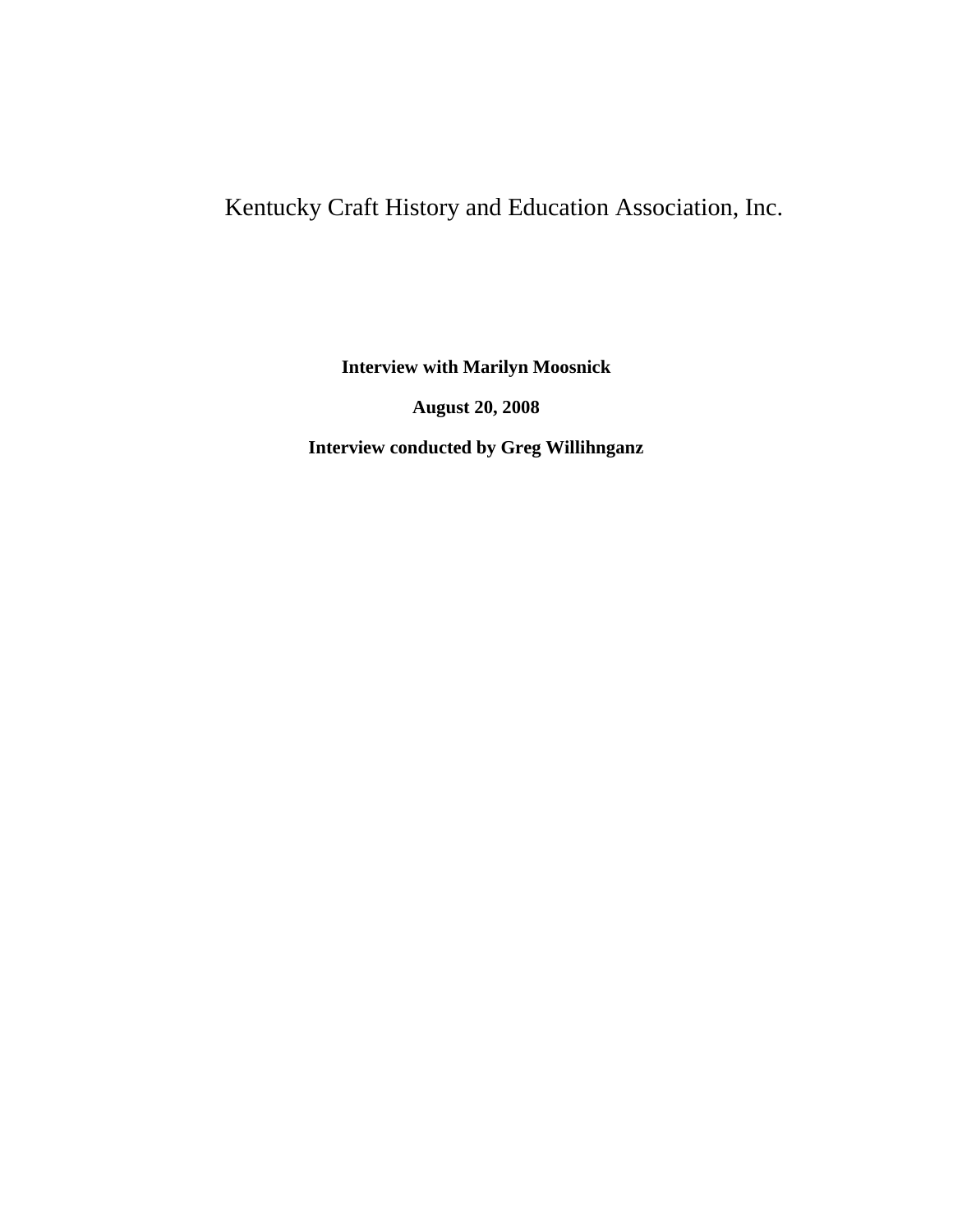# Kentucky Craft History and Education Association, Inc.

**Interview with Marilyn Moosnick**

**August 20, 2008**

**Interview conducted by Greg Willihnganz**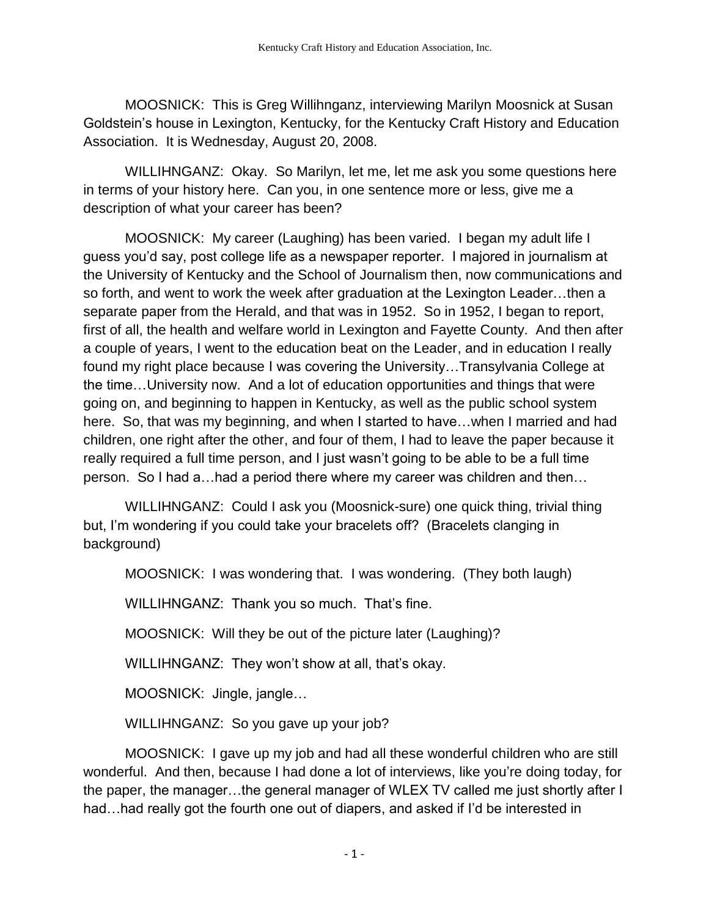MOOSNICK: This is Greg Willihnganz, interviewing Marilyn Moosnick at Susan Goldstein's house in Lexington, Kentucky, for the Kentucky Craft History and Education Association. It is Wednesday, August 20, 2008.

WILLIHNGANZ: Okay. So Marilyn, let me, let me ask you some questions here in terms of your history here. Can you, in one sentence more or less, give me a description of what your career has been?

MOOSNICK: My career (Laughing) has been varied. I began my adult life I guess you'd say, post college life as a newspaper reporter. I majored in journalism at the University of Kentucky and the School of Journalism then, now communications and so forth, and went to work the week after graduation at the Lexington Leader…then a separate paper from the Herald, and that was in 1952. So in 1952, I began to report, first of all, the health and welfare world in Lexington and Fayette County. And then after a couple of years, I went to the education beat on the Leader, and in education I really found my right place because I was covering the University…Transylvania College at the time…University now. And a lot of education opportunities and things that were going on, and beginning to happen in Kentucky, as well as the public school system here. So, that was my beginning, and when I started to have…when I married and had children, one right after the other, and four of them, I had to leave the paper because it really required a full time person, and I just wasn't going to be able to be a full time person. So I had a…had a period there where my career was children and then…

WILLIHNGANZ: Could I ask you (Moosnick-sure) one quick thing, trivial thing but, I'm wondering if you could take your bracelets off? (Bracelets clanging in background)

MOOSNICK: I was wondering that. I was wondering. (They both laugh)

WILLIHNGANZ: Thank you so much. That's fine.

MOOSNICK: Will they be out of the picture later (Laughing)?

WILLIHNGANZ: They won't show at all, that's okay.

MOOSNICK: Jingle, jangle…

WILLIHNGANZ: So you gave up your job?

MOOSNICK: I gave up my job and had all these wonderful children who are still wonderful. And then, because I had done a lot of interviews, like you're doing today, for the paper, the manager…the general manager of WLEX TV called me just shortly after I had…had really got the fourth one out of diapers, and asked if I'd be interested in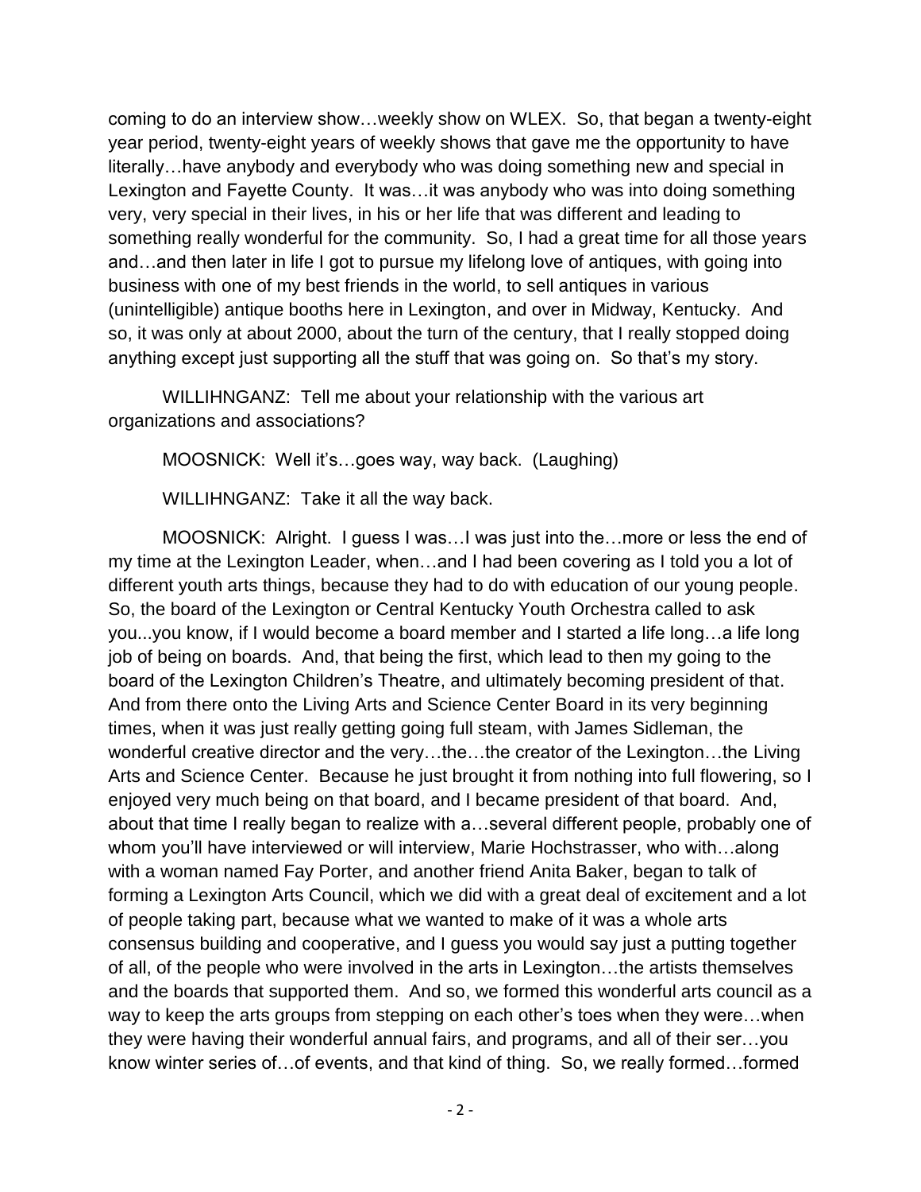coming to do an interview show…weekly show on WLEX. So, that began a twenty-eight year period, twenty-eight years of weekly shows that gave me the opportunity to have literally…have anybody and everybody who was doing something new and special in Lexington and Fayette County. It was…it was anybody who was into doing something very, very special in their lives, in his or her life that was different and leading to something really wonderful for the community. So, I had a great time for all those years and…and then later in life I got to pursue my lifelong love of antiques, with going into business with one of my best friends in the world, to sell antiques in various (unintelligible) antique booths here in Lexington, and over in Midway, Kentucky. And so, it was only at about 2000, about the turn of the century, that I really stopped doing anything except just supporting all the stuff that was going on. So that's my story.

WILLIHNGANZ: Tell me about your relationship with the various art organizations and associations?

MOOSNICK: Well it's…goes way, way back. (Laughing)

WILLIHNGANZ: Take it all the way back.

MOOSNICK: Alright. I guess I was…I was just into the…more or less the end of my time at the Lexington Leader, when…and I had been covering as I told you a lot of different youth arts things, because they had to do with education of our young people. So, the board of the Lexington or Central Kentucky Youth Orchestra called to ask you...you know, if I would become a board member and I started a life long…a life long job of being on boards. And, that being the first, which lead to then my going to the board of the Lexington Children's Theatre, and ultimately becoming president of that. And from there onto the Living Arts and Science Center Board in its very beginning times, when it was just really getting going full steam, with James Sidleman, the wonderful creative director and the very…the…the creator of the Lexington…the Living Arts and Science Center. Because he just brought it from nothing into full flowering, so I enjoyed very much being on that board, and I became president of that board. And, about that time I really began to realize with a…several different people, probably one of whom you'll have interviewed or will interview, Marie Hochstrasser, who with…along with a woman named Fay Porter, and another friend Anita Baker, began to talk of forming a Lexington Arts Council, which we did with a great deal of excitement and a lot of people taking part, because what we wanted to make of it was a whole arts consensus building and cooperative, and I guess you would say just a putting together of all, of the people who were involved in the arts in Lexington…the artists themselves and the boards that supported them. And so, we formed this wonderful arts council as a way to keep the arts groups from stepping on each other's toes when they were…when they were having their wonderful annual fairs, and programs, and all of their ser…you know winter series of…of events, and that kind of thing. So, we really formed…formed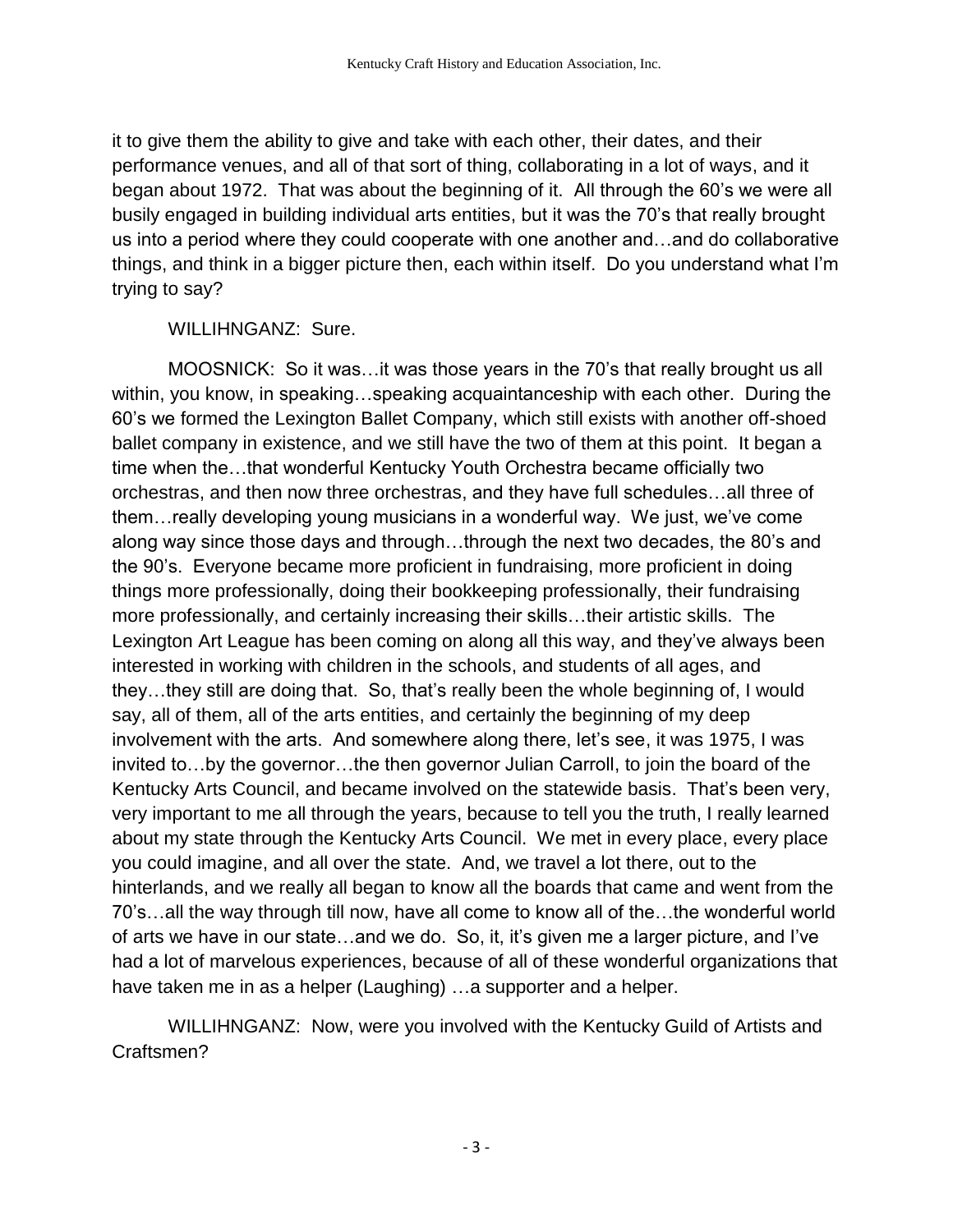it to give them the ability to give and take with each other, their dates, and their performance venues, and all of that sort of thing, collaborating in a lot of ways, and it began about 1972. That was about the beginning of it. All through the 60's we were all busily engaged in building individual arts entities, but it was the 70's that really brought us into a period where they could cooperate with one another and…and do collaborative things, and think in a bigger picture then, each within itself. Do you understand what I'm trying to say?

WILLIHNGANZ: Sure.

MOOSNICK: So it was…it was those years in the 70's that really brought us all within, you know, in speaking…speaking acquaintanceship with each other. During the 60's we formed the Lexington Ballet Company, which still exists with another off-shoed ballet company in existence, and we still have the two of them at this point. It began a time when the…that wonderful Kentucky Youth Orchestra became officially two orchestras, and then now three orchestras, and they have full schedules…all three of them…really developing young musicians in a wonderful way. We just, we've come along way since those days and through…through the next two decades, the 80's and the 90's. Everyone became more proficient in fundraising, more proficient in doing things more professionally, doing their bookkeeping professionally, their fundraising more professionally, and certainly increasing their skills…their artistic skills. The Lexington Art League has been coming on along all this way, and they've always been interested in working with children in the schools, and students of all ages, and they…they still are doing that. So, that's really been the whole beginning of, I would say, all of them, all of the arts entities, and certainly the beginning of my deep involvement with the arts. And somewhere along there, let's see, it was 1975, I was invited to…by the governor…the then governor Julian Carroll, to join the board of the Kentucky Arts Council, and became involved on the statewide basis. That's been very, very important to me all through the years, because to tell you the truth, I really learned about my state through the Kentucky Arts Council. We met in every place, every place you could imagine, and all over the state. And, we travel a lot there, out to the hinterlands, and we really all began to know all the boards that came and went from the 70's…all the way through till now, have all come to know all of the…the wonderful world of arts we have in our state…and we do. So, it, it's given me a larger picture, and I've had a lot of marvelous experiences, because of all of these wonderful organizations that have taken me in as a helper (Laughing) …a supporter and a helper.

WILLIHNGANZ: Now, were you involved with the Kentucky Guild of Artists and Craftsmen?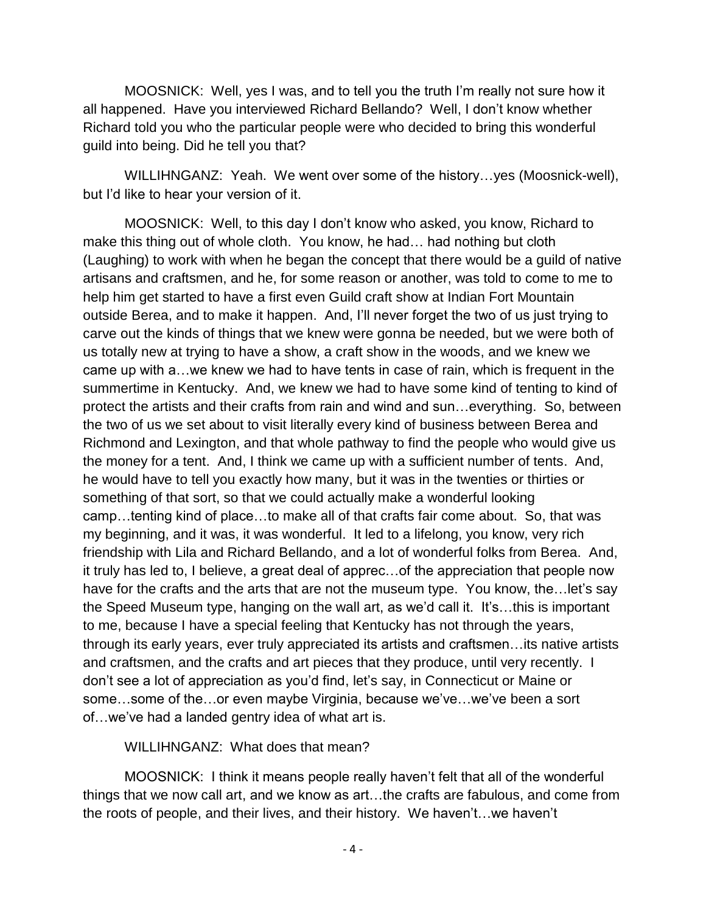MOOSNICK: Well, yes I was, and to tell you the truth I'm really not sure how it all happened. Have you interviewed Richard Bellando? Well, I don't know whether Richard told you who the particular people were who decided to bring this wonderful guild into being. Did he tell you that?

WILLIHNGANZ: Yeah. We went over some of the history…yes (Moosnick-well), but I'd like to hear your version of it.

MOOSNICK: Well, to this day I don't know who asked, you know, Richard to make this thing out of whole cloth. You know, he had… had nothing but cloth (Laughing) to work with when he began the concept that there would be a guild of native artisans and craftsmen, and he, for some reason or another, was told to come to me to help him get started to have a first even Guild craft show at Indian Fort Mountain outside Berea, and to make it happen. And, I'll never forget the two of us just trying to carve out the kinds of things that we knew were gonna be needed, but we were both of us totally new at trying to have a show, a craft show in the woods, and we knew we came up with a…we knew we had to have tents in case of rain, which is frequent in the summertime in Kentucky. And, we knew we had to have some kind of tenting to kind of protect the artists and their crafts from rain and wind and sun…everything. So, between the two of us we set about to visit literally every kind of business between Berea and Richmond and Lexington, and that whole pathway to find the people who would give us the money for a tent. And, I think we came up with a sufficient number of tents. And, he would have to tell you exactly how many, but it was in the twenties or thirties or something of that sort, so that we could actually make a wonderful looking camp…tenting kind of place…to make all of that crafts fair come about. So, that was my beginning, and it was, it was wonderful. It led to a lifelong, you know, very rich friendship with Lila and Richard Bellando, and a lot of wonderful folks from Berea. And, it truly has led to, I believe, a great deal of apprec…of the appreciation that people now have for the crafts and the arts that are not the museum type. You know, the…let's say the Speed Museum type, hanging on the wall art, as we'd call it. It's…this is important to me, because I have a special feeling that Kentucky has not through the years, through its early years, ever truly appreciated its artists and craftsmen…its native artists and craftsmen, and the crafts and art pieces that they produce, until very recently. I don't see a lot of appreciation as you'd find, let's say, in Connecticut or Maine or some…some of the…or even maybe Virginia, because we've…we've been a sort of…we've had a landed gentry idea of what art is.

WILLIHNGANZ: What does that mean?

MOOSNICK: I think it means people really haven't felt that all of the wonderful things that we now call art, and we know as art…the crafts are fabulous, and come from the roots of people, and their lives, and their history. We haven't…we haven't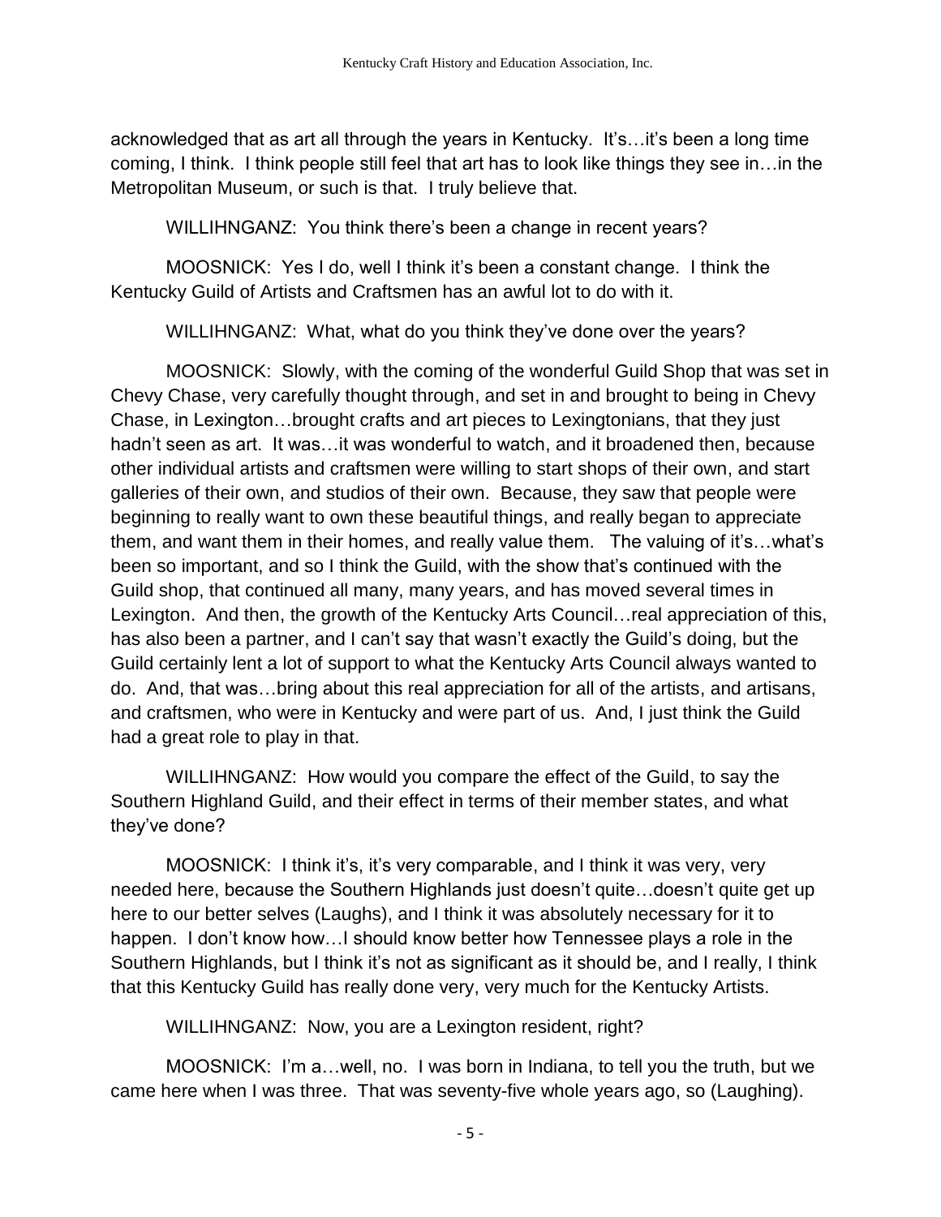acknowledged that as art all through the years in Kentucky. It's…it's been a long time coming, I think. I think people still feel that art has to look like things they see in…in the Metropolitan Museum, or such is that. I truly believe that.

WILLIHNGANZ: You think there's been a change in recent years?

MOOSNICK: Yes I do, well I think it's been a constant change. I think the Kentucky Guild of Artists and Craftsmen has an awful lot to do with it.

WILLIHNGANZ: What, what do you think they've done over the years?

MOOSNICK: Slowly, with the coming of the wonderful Guild Shop that was set in Chevy Chase, very carefully thought through, and set in and brought to being in Chevy Chase, in Lexington…brought crafts and art pieces to Lexingtonians, that they just hadn't seen as art. It was…it was wonderful to watch, and it broadened then, because other individual artists and craftsmen were willing to start shops of their own, and start galleries of their own, and studios of their own. Because, they saw that people were beginning to really want to own these beautiful things, and really began to appreciate them, and want them in their homes, and really value them. The valuing of it's…what's been so important, and so I think the Guild, with the show that's continued with the Guild shop, that continued all many, many years, and has moved several times in Lexington. And then, the growth of the Kentucky Arts Council…real appreciation of this, has also been a partner, and I can't say that wasn't exactly the Guild's doing, but the Guild certainly lent a lot of support to what the Kentucky Arts Council always wanted to do. And, that was…bring about this real appreciation for all of the artists, and artisans, and craftsmen, who were in Kentucky and were part of us. And, I just think the Guild had a great role to play in that.

WILLIHNGANZ: How would you compare the effect of the Guild, to say the Southern Highland Guild, and their effect in terms of their member states, and what they've done?

MOOSNICK: I think it's, it's very comparable, and I think it was very, very needed here, because the Southern Highlands just doesn't quite…doesn't quite get up here to our better selves (Laughs), and I think it was absolutely necessary for it to happen. I don't know how…I should know better how Tennessee plays a role in the Southern Highlands, but I think it's not as significant as it should be, and I really, I think that this Kentucky Guild has really done very, very much for the Kentucky Artists.

WILLIHNGANZ: Now, you are a Lexington resident, right?

MOOSNICK: I'm a…well, no. I was born in Indiana, to tell you the truth, but we came here when I was three. That was seventy-five whole years ago, so (Laughing).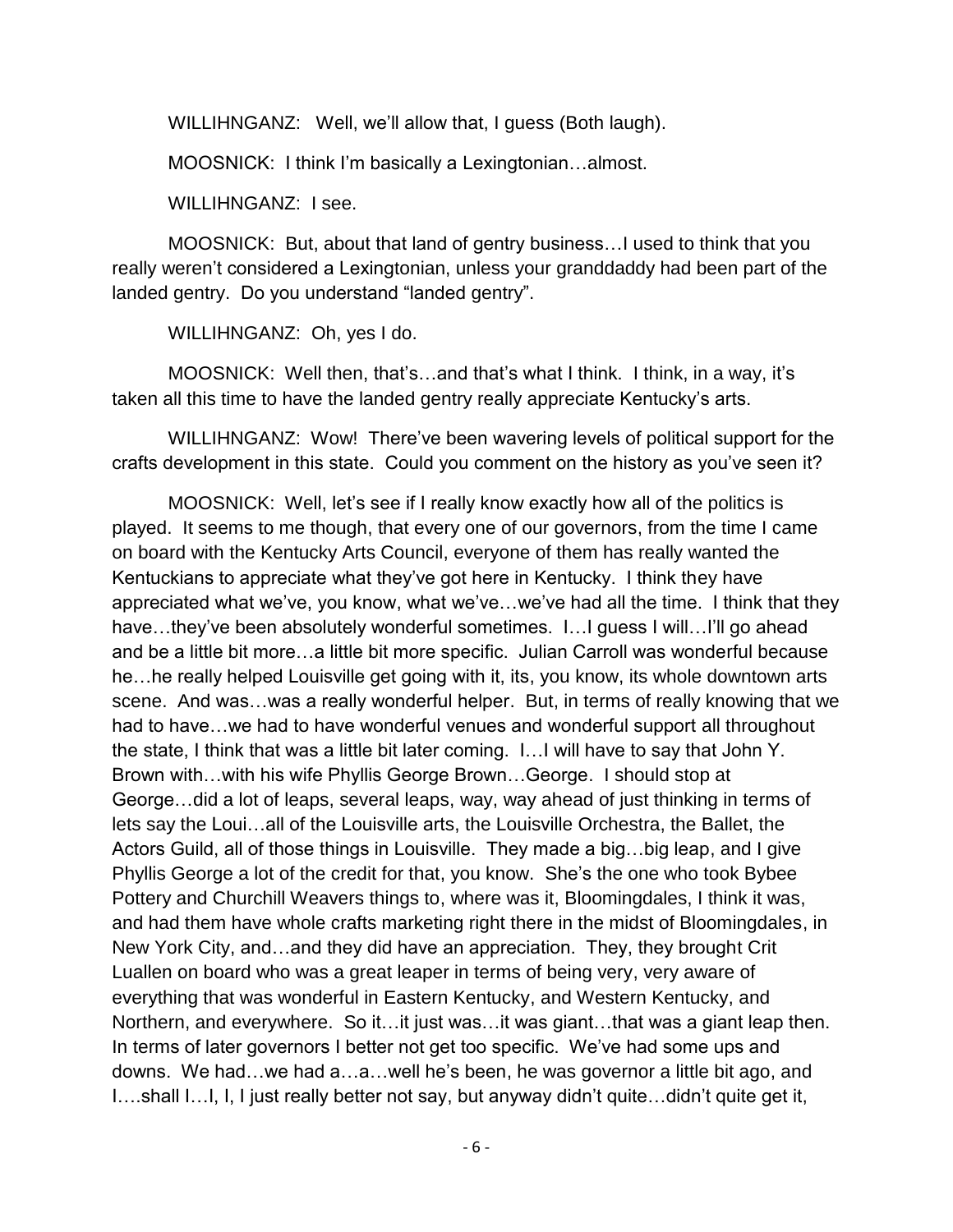WILLIHNGANZ: Well, we'll allow that, I guess (Both laugh).

MOOSNICK: I think I'm basically a Lexingtonian…almost.

WILLIHNGANZ: I see.

MOOSNICK: But, about that land of gentry business…I used to think that you really weren't considered a Lexingtonian, unless your granddaddy had been part of the landed gentry. Do you understand "landed gentry".

WILLIHNGANZ: Oh, yes I do.

MOOSNICK: Well then, that's…and that's what I think. I think, in a way, it's taken all this time to have the landed gentry really appreciate Kentucky's arts.

WILLIHNGANZ: Wow! There've been wavering levels of political support for the crafts development in this state. Could you comment on the history as you've seen it?

MOOSNICK: Well, let's see if I really know exactly how all of the politics is played. It seems to me though, that every one of our governors, from the time I came on board with the Kentucky Arts Council, everyone of them has really wanted the Kentuckians to appreciate what they've got here in Kentucky. I think they have appreciated what we've, you know, what we've…we've had all the time. I think that they have…they've been absolutely wonderful sometimes. I…I guess I will…I'll go ahead and be a little bit more…a little bit more specific. Julian Carroll was wonderful because he…he really helped Louisville get going with it, its, you know, its whole downtown arts scene. And was…was a really wonderful helper. But, in terms of really knowing that we had to have…we had to have wonderful venues and wonderful support all throughout the state, I think that was a little bit later coming. I…I will have to say that John Y. Brown with…with his wife Phyllis George Brown…George. I should stop at George…did a lot of leaps, several leaps, way, way ahead of just thinking in terms of lets say the Loui…all of the Louisville arts, the Louisville Orchestra, the Ballet, the Actors Guild, all of those things in Louisville. They made a big…big leap, and I give Phyllis George a lot of the credit for that, you know. She's the one who took Bybee Pottery and Churchill Weavers things to, where was it, Bloomingdales, I think it was, and had them have whole crafts marketing right there in the midst of Bloomingdales, in New York City, and…and they did have an appreciation. They, they brought Crit Luallen on board who was a great leaper in terms of being very, very aware of everything that was wonderful in Eastern Kentucky, and Western Kentucky, and Northern, and everywhere. So it…it just was…it was giant…that was a giant leap then. In terms of later governors I better not get too specific. We've had some ups and downs. We had…we had a…a…well he's been, he was governor a little bit ago, and I….shall I…I, I, I just really better not say, but anyway didn't quite…didn't quite get it,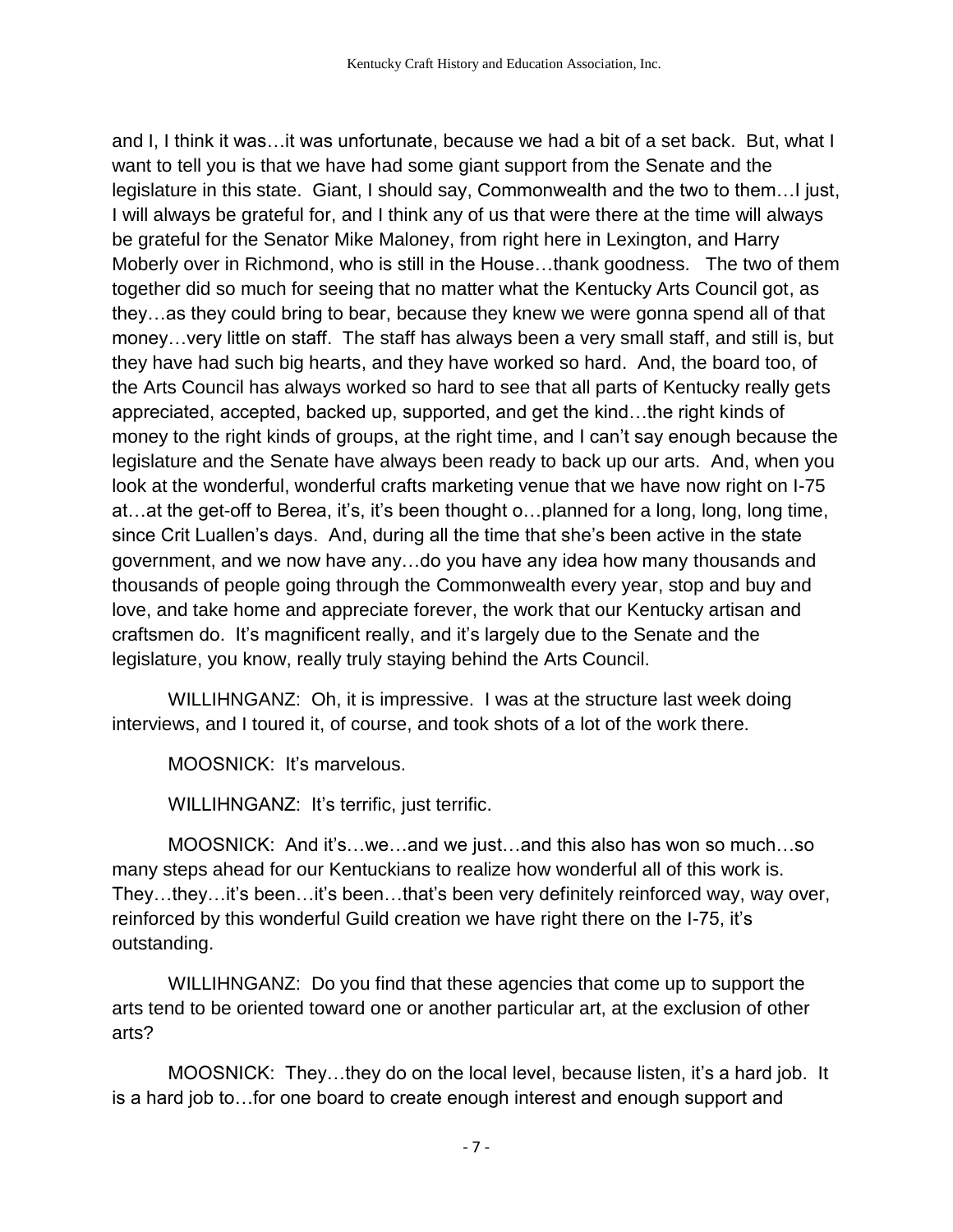and I, I think it was…it was unfortunate, because we had a bit of a set back. But, what I want to tell you is that we have had some giant support from the Senate and the legislature in this state. Giant, I should say, Commonwealth and the two to them…I just, I will always be grateful for, and I think any of us that were there at the time will always be grateful for the Senator Mike Maloney, from right here in Lexington, and Harry Moberly over in Richmond, who is still in the House…thank goodness. The two of them together did so much for seeing that no matter what the Kentucky Arts Council got, as they…as they could bring to bear, because they knew we were gonna spend all of that money…very little on staff. The staff has always been a very small staff, and still is, but they have had such big hearts, and they have worked so hard. And, the board too, of the Arts Council has always worked so hard to see that all parts of Kentucky really gets appreciated, accepted, backed up, supported, and get the kind…the right kinds of money to the right kinds of groups, at the right time, and I can't say enough because the legislature and the Senate have always been ready to back up our arts. And, when you look at the wonderful, wonderful crafts marketing venue that we have now right on I-75 at…at the get-off to Berea, it's, it's been thought o…planned for a long, long, long time, since Crit Luallen's days. And, during all the time that she's been active in the state government, and we now have any…do you have any idea how many thousands and thousands of people going through the Commonwealth every year, stop and buy and love, and take home and appreciate forever, the work that our Kentucky artisan and craftsmen do. It's magnificent really, and it's largely due to the Senate and the legislature, you know, really truly staying behind the Arts Council.

WILLIHNGANZ: Oh, it is impressive. I was at the structure last week doing interviews, and I toured it, of course, and took shots of a lot of the work there.

MOOSNICK: It's marvelous.

WILLIHNGANZ: It's terrific, just terrific.

MOOSNICK: And it's…we…and we just…and this also has won so much…so many steps ahead for our Kentuckians to realize how wonderful all of this work is. They…they…it's been…it's been…that's been very definitely reinforced way, way over, reinforced by this wonderful Guild creation we have right there on the I-75, it's outstanding.

WILLIHNGANZ: Do you find that these agencies that come up to support the arts tend to be oriented toward one or another particular art, at the exclusion of other arts?

MOOSNICK: They…they do on the local level, because listen, it's a hard job. It is a hard job to…for one board to create enough interest and enough support and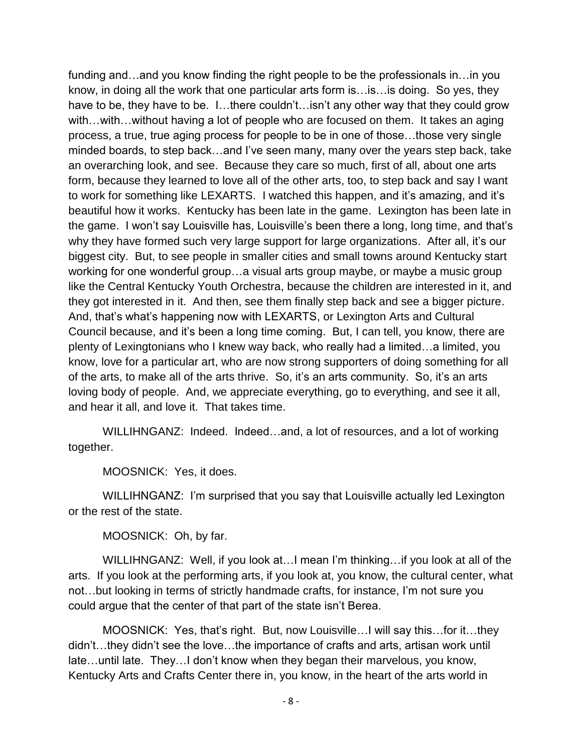funding and…and you know finding the right people to be the professionals in…in you know, in doing all the work that one particular arts form is…is…is doing. So yes, they have to be, they have to be. I…there couldn't…isn't any other way that they could grow with…with…without having a lot of people who are focused on them. It takes an aging process, a true, true aging process for people to be in one of those…those very single minded boards, to step back…and I've seen many, many over the years step back, take an overarching look, and see. Because they care so much, first of all, about one arts form, because they learned to love all of the other arts, too, to step back and say I want to work for something like LEXARTS. I watched this happen, and it's amazing, and it's beautiful how it works. Kentucky has been late in the game. Lexington has been late in the game. I won't say Louisville has, Louisville's been there a long, long time, and that's why they have formed such very large support for large organizations. After all, it's our biggest city. But, to see people in smaller cities and small towns around Kentucky start working for one wonderful group…a visual arts group maybe, or maybe a music group like the Central Kentucky Youth Orchestra, because the children are interested in it, and they got interested in it. And then, see them finally step back and see a bigger picture. And, that's what's happening now with LEXARTS, or Lexington Arts and Cultural Council because, and it's been a long time coming. But, I can tell, you know, there are plenty of Lexingtonians who I knew way back, who really had a limited…a limited, you know, love for a particular art, who are now strong supporters of doing something for all of the arts, to make all of the arts thrive. So, it's an arts community. So, it's an arts loving body of people. And, we appreciate everything, go to everything, and see it all, and hear it all, and love it. That takes time.

WILLIHNGANZ: Indeed. Indeed…and, a lot of resources, and a lot of working together.

MOOSNICK: Yes, it does.

WILLIHNGANZ: I'm surprised that you say that Louisville actually led Lexington or the rest of the state.

MOOSNICK: Oh, by far.

WILLIHNGANZ: Well, if you look at…I mean I'm thinking…if you look at all of the arts. If you look at the performing arts, if you look at, you know, the cultural center, what not…but looking in terms of strictly handmade crafts, for instance, I'm not sure you could argue that the center of that part of the state isn't Berea.

MOOSNICK: Yes, that's right. But, now Louisville…I will say this…for it…they didn't…they didn't see the love…the importance of crafts and arts, artisan work until late…until late. They…I don't know when they began their marvelous, you know, Kentucky Arts and Crafts Center there in, you know, in the heart of the arts world in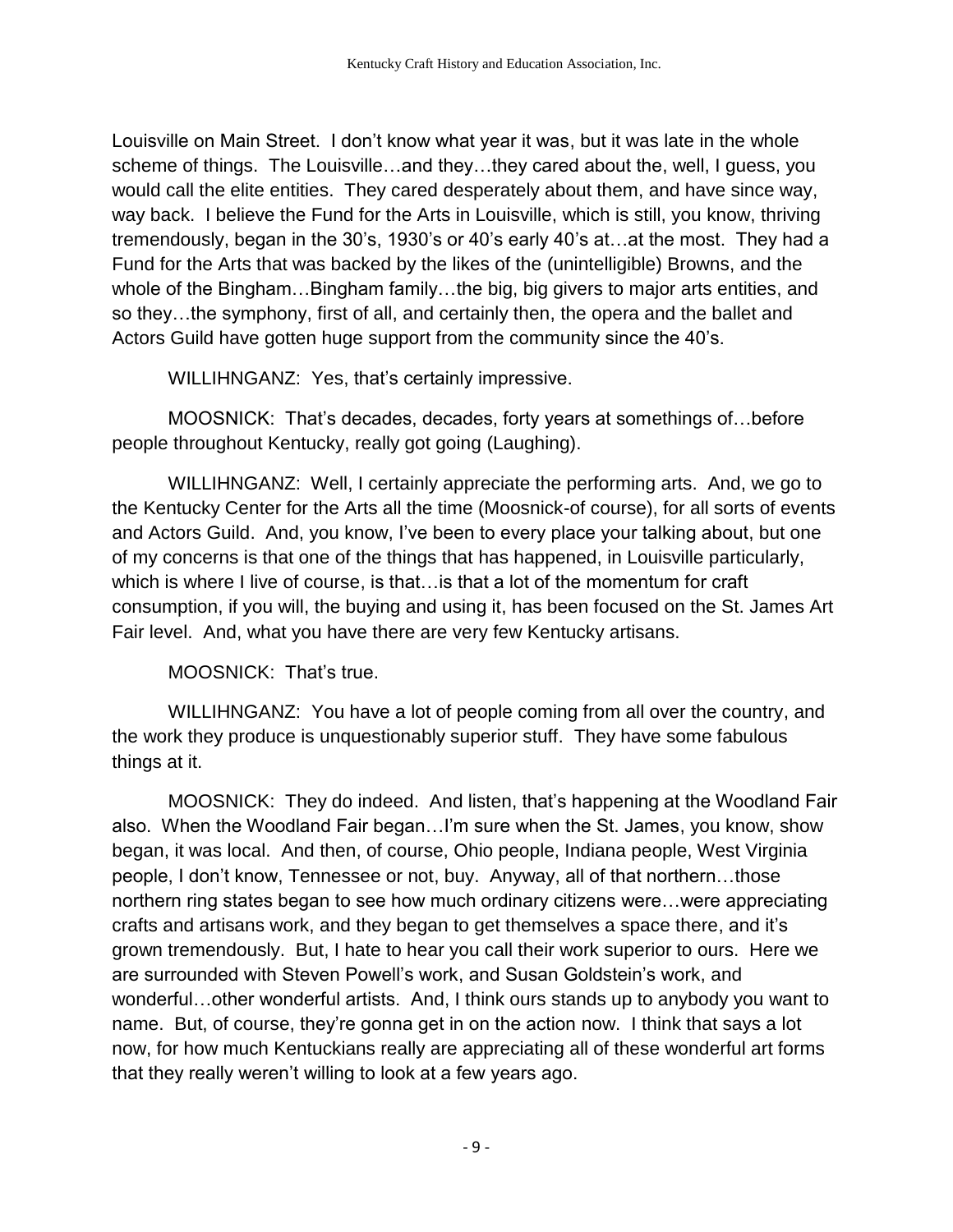Louisville on Main Street. I don't know what year it was, but it was late in the whole scheme of things. The Louisville…and they…they cared about the, well, I guess, you would call the elite entities. They cared desperately about them, and have since way, way back. I believe the Fund for the Arts in Louisville, which is still, you know, thriving tremendously, began in the 30's, 1930's or 40's early 40's at…at the most. They had a Fund for the Arts that was backed by the likes of the (unintelligible) Browns, and the whole of the Bingham…Bingham family…the big, big givers to major arts entities, and so they…the symphony, first of all, and certainly then, the opera and the ballet and Actors Guild have gotten huge support from the community since the 40's.

WILLIHNGANZ: Yes, that's certainly impressive.

MOOSNICK: That's decades, decades, forty years at somethings of…before people throughout Kentucky, really got going (Laughing).

WILLIHNGANZ: Well, I certainly appreciate the performing arts. And, we go to the Kentucky Center for the Arts all the time (Moosnick-of course), for all sorts of events and Actors Guild. And, you know, I've been to every place your talking about, but one of my concerns is that one of the things that has happened, in Louisville particularly, which is where I live of course, is that…is that a lot of the momentum for craft consumption, if you will, the buying and using it, has been focused on the St. James Art Fair level. And, what you have there are very few Kentucky artisans.

MOOSNICK: That's true.

WILLIHNGANZ: You have a lot of people coming from all over the country, and the work they produce is unquestionably superior stuff. They have some fabulous things at it.

MOOSNICK: They do indeed. And listen, that's happening at the Woodland Fair also. When the Woodland Fair began…I'm sure when the St. James, you know, show began, it was local. And then, of course, Ohio people, Indiana people, West Virginia people, I don't know, Tennessee or not, buy. Anyway, all of that northern…those northern ring states began to see how much ordinary citizens were…were appreciating crafts and artisans work, and they began to get themselves a space there, and it's grown tremendously. But, I hate to hear you call their work superior to ours. Here we are surrounded with Steven Powell's work, and Susan Goldstein's work, and wonderful…other wonderful artists. And, I think ours stands up to anybody you want to name. But, of course, they're gonna get in on the action now. I think that says a lot now, for how much Kentuckians really are appreciating all of these wonderful art forms that they really weren't willing to look at a few years ago.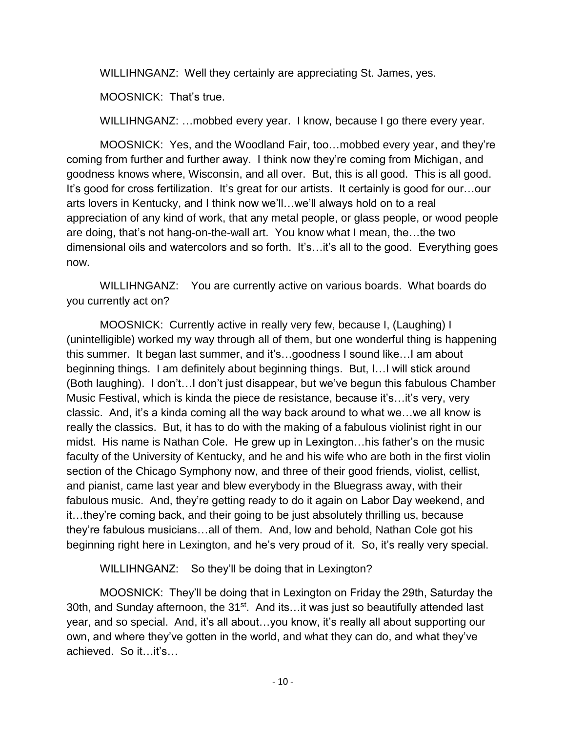WILLIHNGANZ: Well they certainly are appreciating St. James, yes.

MOOSNICK: That's true.

WILLIHNGANZ: …mobbed every year. I know, because I go there every year.

MOOSNICK: Yes, and the Woodland Fair, too…mobbed every year, and they're coming from further and further away. I think now they're coming from Michigan, and goodness knows where, Wisconsin, and all over. But, this is all good. This is all good. It's good for cross fertilization. It's great for our artists. It certainly is good for our…our arts lovers in Kentucky, and I think now we'll…we'll always hold on to a real appreciation of any kind of work, that any metal people, or glass people, or wood people are doing, that's not hang-on-the-wall art. You know what I mean, the…the two dimensional oils and watercolors and so forth. It's…it's all to the good. Everything goes now.

WILLIHNGANZ: You are currently active on various boards. What boards do you currently act on?

MOOSNICK: Currently active in really very few, because I, (Laughing) I (unintelligible) worked my way through all of them, but one wonderful thing is happening this summer. It began last summer, and it's…goodness I sound like…I am about beginning things. I am definitely about beginning things. But, I…I will stick around (Both laughing). I don't…I don't just disappear, but we've begun this fabulous Chamber Music Festival, which is kinda the piece de resistance, because it's…it's very, very classic. And, it's a kinda coming all the way back around to what we…we all know is really the classics. But, it has to do with the making of a fabulous violinist right in our midst. His name is Nathan Cole. He grew up in Lexington…his father's on the music faculty of the University of Kentucky, and he and his wife who are both in the first violin section of the Chicago Symphony now, and three of their good friends, violist, cellist, and pianist, came last year and blew everybody in the Bluegrass away, with their fabulous music. And, they're getting ready to do it again on Labor Day weekend, and it…they're coming back, and their going to be just absolutely thrilling us, because they're fabulous musicians…all of them. And, low and behold, Nathan Cole got his beginning right here in Lexington, and he's very proud of it. So, it's really very special.

WILLIHNGANZ: So they'll be doing that in Lexington?

MOOSNICK: They'll be doing that in Lexington on Friday the 29th, Saturday the 30th, and Sunday afternoon, the 31st. And its…it was just so beautifully attended last year, and so special. And, it's all about…you know, it's really all about supporting our own, and where they've gotten in the world, and what they can do, and what they've achieved. So it…it's…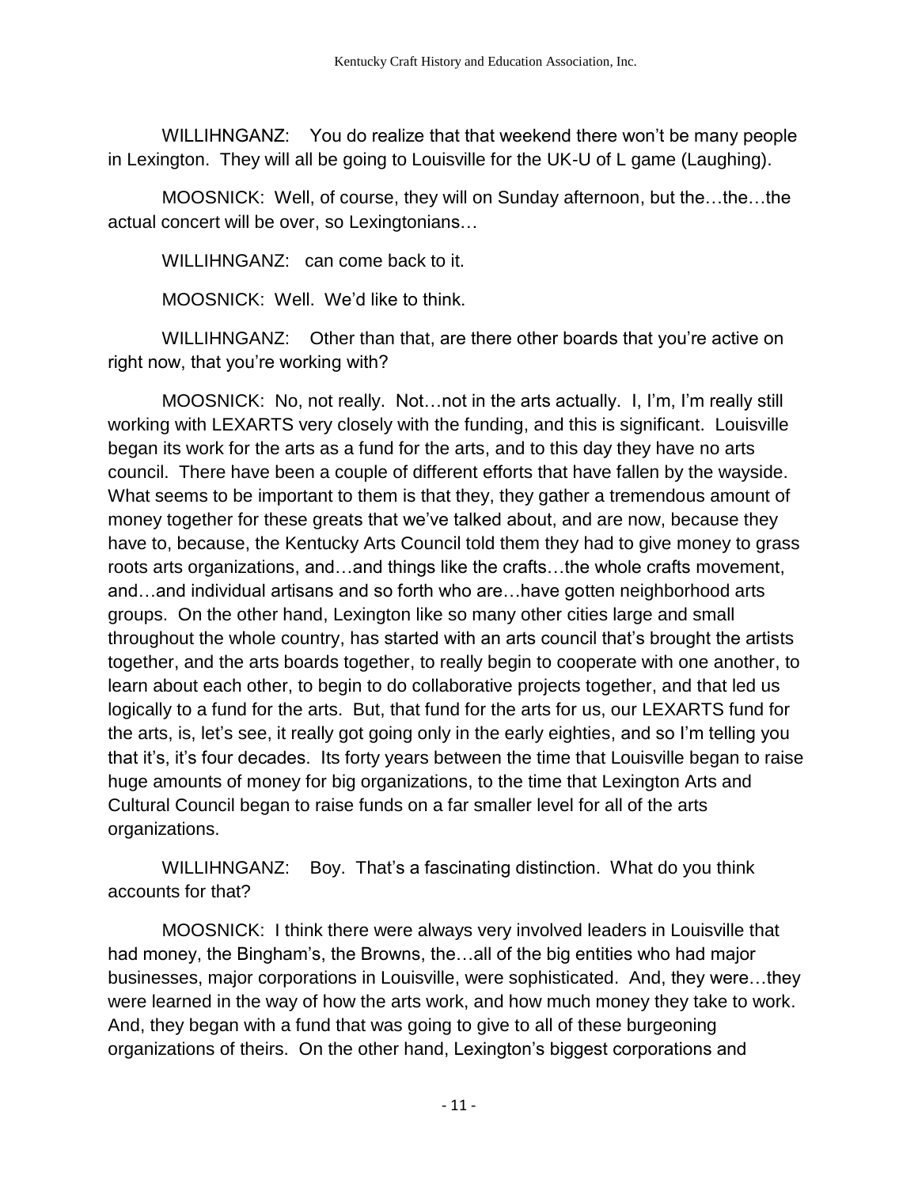WILLIHNGANZ: You do realize that that weekend there won't be many people in Lexington. They will all be going to Louisville for the UK-U of L game (Laughing).

MOOSNICK: Well, of course, they will on Sunday afternoon, but the…the…the actual concert will be over, so Lexingtonians…

WILLIHNGANZ: can come back to it.

MOOSNICK: Well. We'd like to think.

WILLIHNGANZ: Other than that, are there other boards that you're active on right now, that you're working with?

MOOSNICK: No, not really. Not…not in the arts actually. I, I'm, I'm really still working with LEXARTS very closely with the funding, and this is significant. Louisville began its work for the arts as a fund for the arts, and to this day they have no arts council. There have been a couple of different efforts that have fallen by the wayside. What seems to be important to them is that they, they gather a tremendous amount of money together for these greats that we've talked about, and are now, because they have to, because, the Kentucky Arts Council told them they had to give money to grass roots arts organizations, and…and things like the crafts…the whole crafts movement, and…and individual artisans and so forth who are…have gotten neighborhood arts groups. On the other hand, Lexington like so many other cities large and small throughout the whole country, has started with an arts council that's brought the artists together, and the arts boards together, to really begin to cooperate with one another, to learn about each other, to begin to do collaborative projects together, and that led us logically to a fund for the arts. But, that fund for the arts for us, our LEXARTS fund for the arts, is, let's see, it really got going only in the early eighties, and so I'm telling you that it's, it's four decades. Its forty years between the time that Louisville began to raise huge amounts of money for big organizations, to the time that Lexington Arts and Cultural Council began to raise funds on a far smaller level for all of the arts organizations.

WILLIHNGANZ: Boy. That's a fascinating distinction. What do you think accounts for that?

MOOSNICK: I think there were always very involved leaders in Louisville that had money, the Bingham's, the Browns, the…all of the big entities who had major businesses, major corporations in Louisville, were sophisticated. And, they were…they were learned in the way of how the arts work, and how much money they take to work. And, they began with a fund that was going to give to all of these burgeoning organizations of theirs. On the other hand, Lexington's biggest corporations and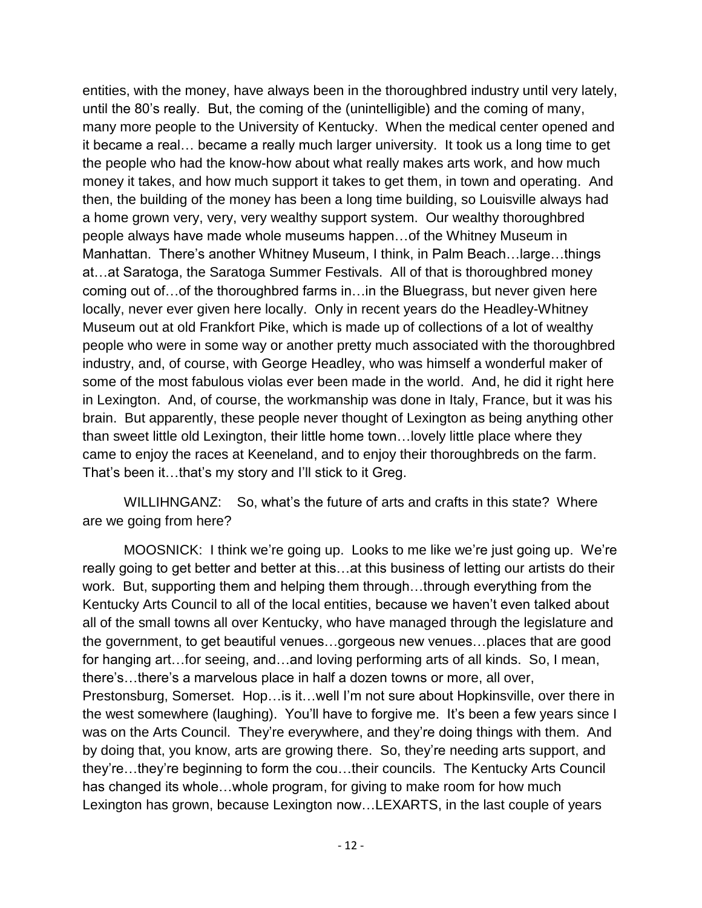entities, with the money, have always been in the thoroughbred industry until very lately, until the 80's really. But, the coming of the (unintelligible) and the coming of many, many more people to the University of Kentucky. When the medical center opened and it became a real… became a really much larger university. It took us a long time to get the people who had the know-how about what really makes arts work, and how much money it takes, and how much support it takes to get them, in town and operating. And then, the building of the money has been a long time building, so Louisville always had a home grown very, very, very wealthy support system. Our wealthy thoroughbred people always have made whole museums happen…of the Whitney Museum in Manhattan. There's another Whitney Museum, I think, in Palm Beach…large…things at…at Saratoga, the Saratoga Summer Festivals. All of that is thoroughbred money coming out of…of the thoroughbred farms in…in the Bluegrass, but never given here locally, never ever given here locally. Only in recent years do the Headley-Whitney Museum out at old Frankfort Pike, which is made up of collections of a lot of wealthy people who were in some way or another pretty much associated with the thoroughbred industry, and, of course, with George Headley, who was himself a wonderful maker of some of the most fabulous violas ever been made in the world. And, he did it right here in Lexington. And, of course, the workmanship was done in Italy, France, but it was his brain. But apparently, these people never thought of Lexington as being anything other than sweet little old Lexington, their little home town…lovely little place where they came to enjoy the races at Keeneland, and to enjoy their thoroughbreds on the farm. That's been it…that's my story and I'll stick to it Greg.

WILLIHNGANZ: So, what's the future of arts and crafts in this state? Where are we going from here?

MOOSNICK: I think we're going up. Looks to me like we're just going up. We're really going to get better and better at this…at this business of letting our artists do their work. But, supporting them and helping them through…through everything from the Kentucky Arts Council to all of the local entities, because we haven't even talked about all of the small towns all over Kentucky, who have managed through the legislature and the government, to get beautiful venues…gorgeous new venues…places that are good for hanging art…for seeing, and…and loving performing arts of all kinds. So, I mean, there's…there's a marvelous place in half a dozen towns or more, all over, Prestonsburg, Somerset. Hop…is it…well I'm not sure about Hopkinsville, over there in the west somewhere (laughing). You'll have to forgive me. It's been a few years since I was on the Arts Council. They're everywhere, and they're doing things with them. And by doing that, you know, arts are growing there. So, they're needing arts support, and they're…they're beginning to form the cou…their councils. The Kentucky Arts Council has changed its whole…whole program, for giving to make room for how much Lexington has grown, because Lexington now…LEXARTS, in the last couple of years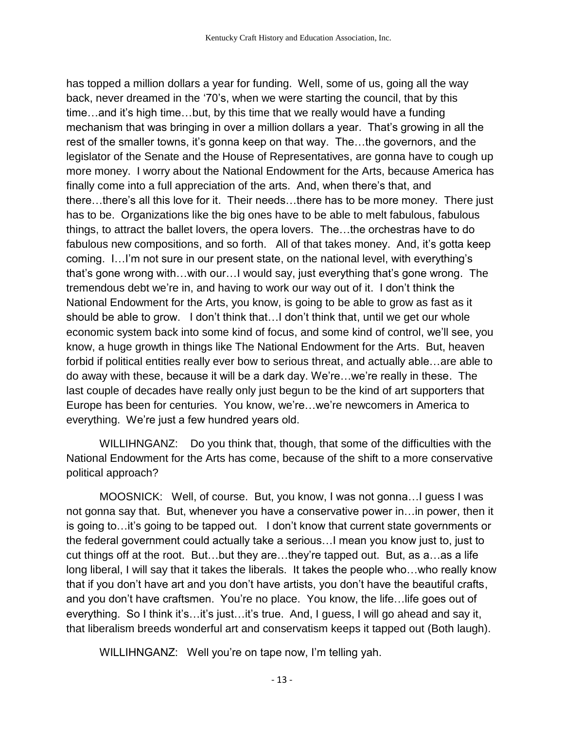has topped a million dollars a year for funding. Well, some of us, going all the way back, never dreamed in the '70's, when we were starting the council, that by this time…and it's high time…but, by this time that we really would have a funding mechanism that was bringing in over a million dollars a year. That's growing in all the rest of the smaller towns, it's gonna keep on that way. The…the governors, and the legislator of the Senate and the House of Representatives, are gonna have to cough up more money. I worry about the National Endowment for the Arts, because America has finally come into a full appreciation of the arts. And, when there's that, and there…there's all this love for it. Their needs…there has to be more money. There just has to be. Organizations like the big ones have to be able to melt fabulous, fabulous things, to attract the ballet lovers, the opera lovers. The…the orchestras have to do fabulous new compositions, and so forth. All of that takes money. And, it's gotta keep coming. I…I'm not sure in our present state, on the national level, with everything's that's gone wrong with…with our…I would say, just everything that's gone wrong. The tremendous debt we're in, and having to work our way out of it. I don't think the National Endowment for the Arts, you know, is going to be able to grow as fast as it should be able to grow. I don't think that…I don't think that, until we get our whole economic system back into some kind of focus, and some kind of control, we'll see, you know, a huge growth in things like The National Endowment for the Arts. But, heaven forbid if political entities really ever bow to serious threat, and actually able…are able to do away with these, because it will be a dark day. We're…we're really in these. The last couple of decades have really only just begun to be the kind of art supporters that Europe has been for centuries. You know, we're…we're newcomers in America to everything. We're just a few hundred years old.

WILLIHNGANZ: Do you think that, though, that some of the difficulties with the National Endowment for the Arts has come, because of the shift to a more conservative political approach?

MOOSNICK: Well, of course. But, you know, I was not gonna…I guess I was not gonna say that. But, whenever you have a conservative power in…in power, then it is going to…it's going to be tapped out. I don't know that current state governments or the federal government could actually take a serious…I mean you know just to, just to cut things off at the root. But…but they are…they're tapped out. But, as a…as a life long liberal, I will say that it takes the liberals. It takes the people who…who really know that if you don't have art and you don't have artists, you don't have the beautiful crafts, and you don't have craftsmen. You're no place. You know, the life…life goes out of everything. So I think it's…it's just…it's true. And, I guess, I will go ahead and say it, that liberalism breeds wonderful art and conservatism keeps it tapped out (Both laugh).

WILLIHNGANZ: Well you're on tape now, I'm telling yah.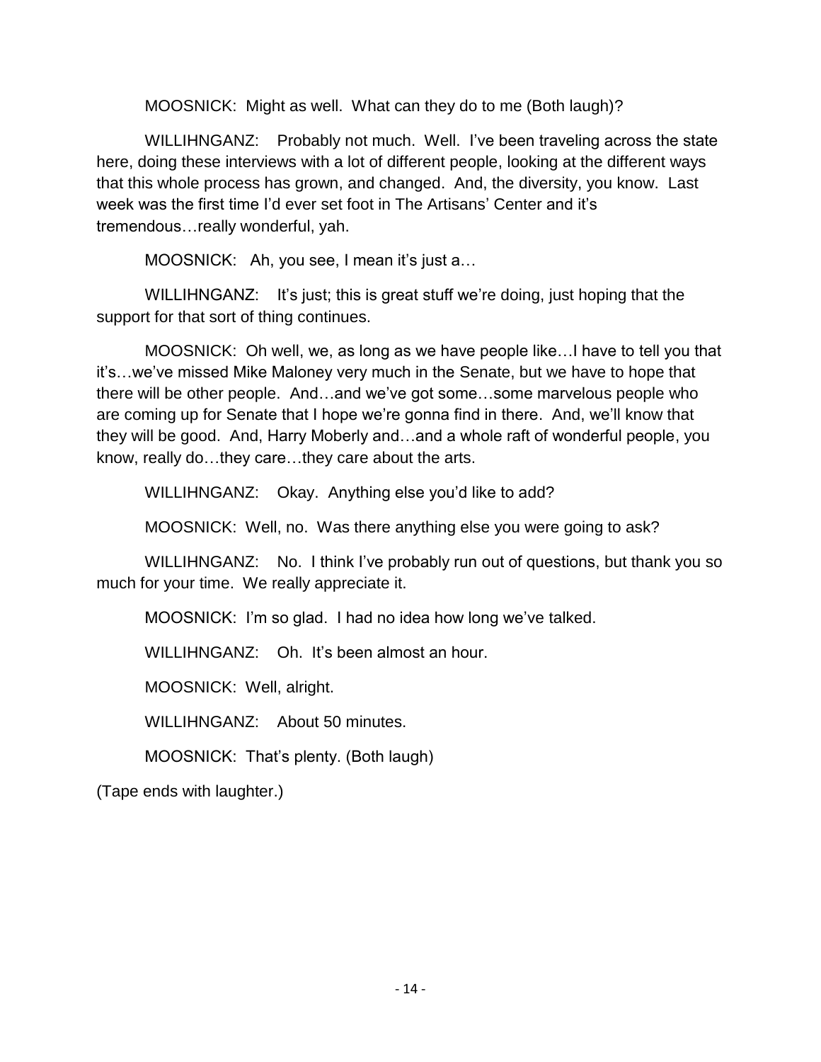MOOSNICK: Might as well. What can they do to me (Both laugh)?

WILLIHNGANZ: Probably not much. Well. I've been traveling across the state here, doing these interviews with a lot of different people, looking at the different ways that this whole process has grown, and changed. And, the diversity, you know. Last week was the first time I'd ever set foot in The Artisans' Center and it's tremendous…really wonderful, yah.

MOOSNICK: Ah, you see, I mean it's just a…

WILLIHNGANZ: It's just; this is great stuff we're doing, just hoping that the support for that sort of thing continues.

MOOSNICK: Oh well, we, as long as we have people like…I have to tell you that it's…we've missed Mike Maloney very much in the Senate, but we have to hope that there will be other people. And…and we've got some…some marvelous people who are coming up for Senate that I hope we're gonna find in there. And, we'll know that they will be good. And, Harry Moberly and…and a whole raft of wonderful people, you know, really do…they care…they care about the arts.

WILLIHNGANZ: Okay. Anything else you'd like to add?

MOOSNICK: Well, no. Was there anything else you were going to ask?

WILLIHNGANZ: No. I think I've probably run out of questions, but thank you so much for your time. We really appreciate it.

MOOSNICK: I'm so glad. I had no idea how long we've talked.

WILLIHNGANZ: Oh. It's been almost an hour.

MOOSNICK: Well, alright.

WILLIHNGANZ: About 50 minutes.

MOOSNICK: That's plenty. (Both laugh)

(Tape ends with laughter.)